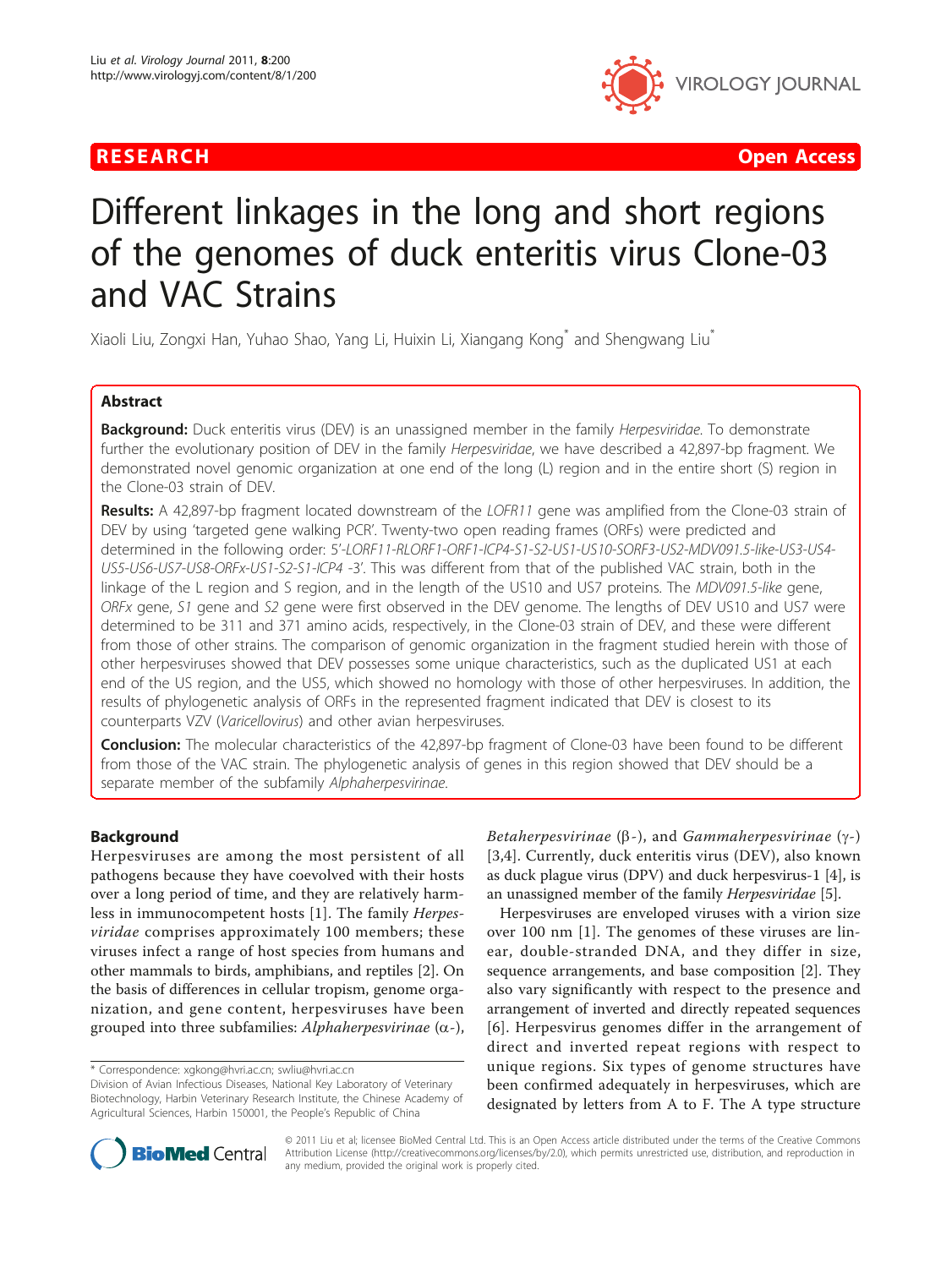RESEARCH **Open Access**

# Different linkages in the long and short regions of the genomes of duck enteritis virus Clone-03 and VAC Strains

Xiaoli Liu, Zongxi Han, Yuhao Shao, Yang Li, Huixin Li, Xiangang Kong* and Shengwang Liu*

## Abstract

**Background:** Duck enteritis virus (DEV) is an unassigned member in the family *Herpesviridae*. To demonstrate further the evolutionary position of DEV in the family *Herpesviridae*, we have described a 42,897-bp fragment. We demonstrated novel genomic organization at one end of the long (L) region and in the entire short (S) region in the Clone-03 strain of DEV.

**Results:** A 42,897-bp fragment located downstream of the *LOFR11* gene was amplified from the Clone-03 strain of DEV by using 'targeted gene walking PCR'. Twenty-two open reading frames (ORFs) were predicted and determined in the following order: 5'-*LORF11-RLORF1-ORF1-ICP4-S1-S2-US1-US10-SORF3-US2-MDV091.5-like-US3-US4-US5-US6-US7-US8-ORFx-US1-S2-S1-ICP4* -3'. This was different from that of the published VAC strain, both in the linkage of the L region and S region, and in the length of the US10 and US7 proteins. The *MDV091.5-like* gene, *ORFx* gene, *S1* gene and *S2* gene were first observed in the DEV genome. The lengths of DEV US10 and US7 were determined to be 311 and 371 amino acids, respectively, in the Clone-03 strain of DEV, and these were different from those of other strains. The comparison of genomic organization in the fragment studied herein with those of other herpesviruses showed that DEV possesses some unique characteristics, such as the duplicated US1 at each end of the US region, and the US5, which showed no homology with those of other herpesviruses. In addition, the results of phylogenetic analysis of ORFs in the represented fragment indicated that DEV is closest to its counterparts VZV (*Varicellovirus*) and other avian herpesviruses.

**Conclusion:** The molecular characteristics of the 42,897-bp fragment of Clone-03 have been found to be different from those of the VAC strain. The phylogenetic analysis of genes in this region showed that DEV should be a separate member of the subfamily *Alphaherpesvirinae*.

## Background

Herpesviruses are among the most persistent of all pathogens because they have coevolved with their hosts over a long period of time, and they are relatively harmless in immunocompetent hosts [1]. The family *Herpesviridae* comprises approximately 100 members; these viruses infect a range of host species from humans and other mammals to birds, amphibians, and reptiles [2]. On the basis of differences in cellular tropism, genome organization, and gene content, herpesviruses have been grouped into three subfamilies: *Alphaherpesvirinae* (α-), *Betaherpesvirinae* (β-), and *Gammaherpesvirinae* (γ-) [3,4]. Currently, duck enteritis virus (DEV), also known as duck plague virus (DPV) and duck herpesvirus-1 [4], is an unassigned member of the family *Herpesviridae* [5].

Herpesviruses are enveloped viruses with a virion size over 100 nm [1]. The genomes of these viruses are linear, double-stranded DNA, and they differ in size, sequence arrangements, and base composition [2]. They also vary significantly with respect to the presence and arrangement of inverted and directly repeated sequences [6]. Herpesvirus genomes differ in the arrangement of direct and inverted repeat regions with respect to unique regions. Six types of genome structures have been confirmed adequately in herpesviruses, which are designated by letters from A to F. The A type structure

\* Correspondence: xgkong@hvri.ac.cn; swliu@hvri.ac.cn

Division of Avian Infectious Diseases, National Key Laboratory of Veterinary Biotechnology, Harbin Veterinary Research Institute, the Chinese Academy of Agricultural Sciences, Harbin 150001, the People's Republic of China

© 2011 Liu et al; licensee BioMed Central Ltd. This is an Open Access article distributed under the terms of the Creative Commons Attribution License (http://creativecommons.org/licenses/by/2.0), which permits unrestricted use, distribution, and reproduction in any medium, provided the original work is properly cited.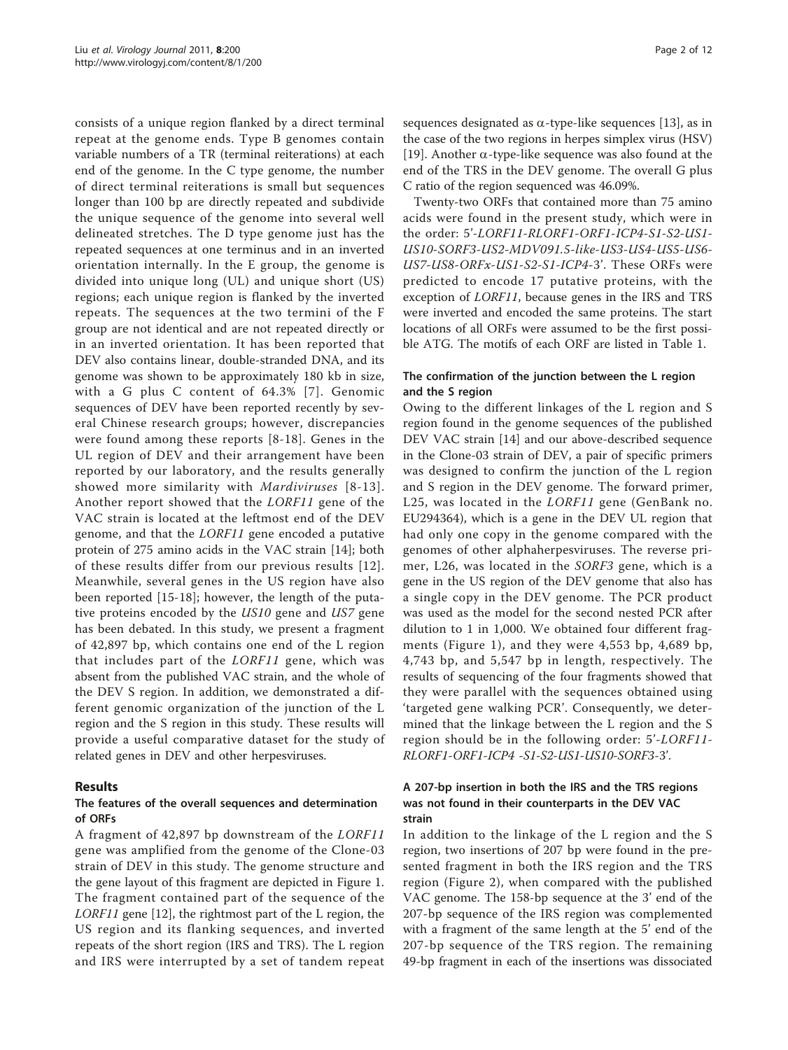consists of a unique region flanked by a direct terminal repeat at the genome ends. Type B genomes contain variable numbers of a TR (terminal reiterations) at each end of the genome. In the C type genome, the number of direct terminal reiterations is small but sequences longer than 100 bp are directly repeated and subdivide the unique sequence of the genome into several well delineated stretches. The D type genome just has the repeated sequences at one terminus and in an inverted orientation internally. In the E group, the genome is divided into unique long (UL) and unique short (US) regions; each unique region is flanked by the inverted repeats. The sequences at the two termini of the F group are not identical and are not repeated directly or in an inverted orientation. It has been reported that DEV also contains linear, double-stranded DNA, and its genome was shown to be approximately 180 kb in size, with a G plus C content of 64.3% [7]. Genomic sequences of DEV have been reported recently by several Chinese research groups; however, discrepancies were found among these reports [8-18]. Genes in the UL region of DEV and their arrangement have been reported by our laboratory, and the results generally showed more similarity with *Mardiviruses* [8-13]. Another report showed that the *LORF11* gene of the VAC strain is located at the leftmost end of the DEV genome, and that the *LORF11* gene encoded a putative protein of 275 amino acids in the VAC strain [14]; both of these results differ from our previous results [12]. Meanwhile, several genes in the US region have also been reported [15-18]; however, the length of the putative proteins encoded by the *US10* gene and *US7* gene has been debated. In this study, we present a fragment of 42,897 bp, which contains one end of the L region that includes part of the *LORF11* gene, which was absent from the published VAC strain, and the whole of the DEV S region. In addition, we demonstrated a different genomic organization of the junction of the L region and the S region in this study. These results will provide a useful comparative dataset for the study of related genes in DEV and other herpesviruses.

## Results

### The features of the overall sequences and determination of ORFs

A fragment of 42,897 bp downstream of the *LORF11* gene was amplified from the genome of the Clone-03 strain of DEV in this study. The genome structure and the gene layout of this fragment are depicted in Figure 1. The fragment contained part of the sequence of the *LORF11* gene [12], the rightmost part of the L region, the US region and its flanking sequences, and inverted repeats of the short region (IRS and TRS). The L region and IRS were interrupted by a set of tandem repeat sequences designated as $\alpha$-type-like sequences [13], as in the case of the two regions in herpes simplex virus (HSV) [19]. Another $\alpha$-type-like sequence was also found at the end of the TRS in the DEV genome. The overall G plus C ratio of the region sequenced was 46.09%.

Twenty-two ORFs that contained more than 75 amino acids were found in the present study, which were in the order: 5'-*LORF11-RLORF1-ORF1-ICP4-S1-S2-US1-US10-SORF3-US2-MDV091.5-like-US3-US4-US5-US6-US7-US8-ORFx-US1-S2-S1-ICP4*-3'. These ORFs were predicted to encode 17 putative proteins, with the exception of *LORF11*, because genes in the IRS and TRS were inverted and encoded the same proteins. The start locations of all ORFs were assumed to be the first possible ATG. The motifs of each ORF are listed in Table 1.

### The confirmation of the junction between the L region and the S region

Owing to the different linkages of the L region and S region found in the genome sequences of the published DEV VAC strain [14] and our above-described sequence in the Clone-03 strain of DEV, a pair of specific primers was designed to confirm the junction of the L region and S region in the DEV genome. The forward primer, L25, was located in the *LORF11* gene (GenBank no. EU294364), which is a gene in the DEV UL region that had only one copy in the genome compared with the genomes of other alphaherpesviruses. The reverse primer, L26, was located in the *SORF3* gene, which is a gene in the US region of the DEV genome that also has a single copy in the DEV genome. The PCR product was used as the model for the second nested PCR after dilution to 1 in 1,000. We obtained four different fragments (Figure 1), and they were 4,553 bp, 4,689 bp, 4,743 bp, and 5,547 bp in length, respectively. The results of sequencing of the four fragments showed that they were parallel with the sequences obtained using 'targeted gene walking PCR'. Consequently, we determined that the linkage between the L region and the S region should be in the following order: 5'-*LORF11-RLORF1-ORF1-ICP4 -S1-S2-US1-US10-SORF3*-3'.

### A 207-bp insertion in both the IRS and the TRS regions was not found in their counterparts in the DEV VAC strain

In addition to the linkage of the L region and the S region, two insertions of 207 bp were found in the presented fragment in both the IRS region and the TRS region (Figure 2), when compared with the published VAC genome. The 158-bp sequence at the 3' end of the 207-bp sequence of the IRS region was complemented with a fragment of the same length at the 5' end of the 207-bp sequence of the TRS region. The remaining 49-bp fragment in each of the insertions was dissociated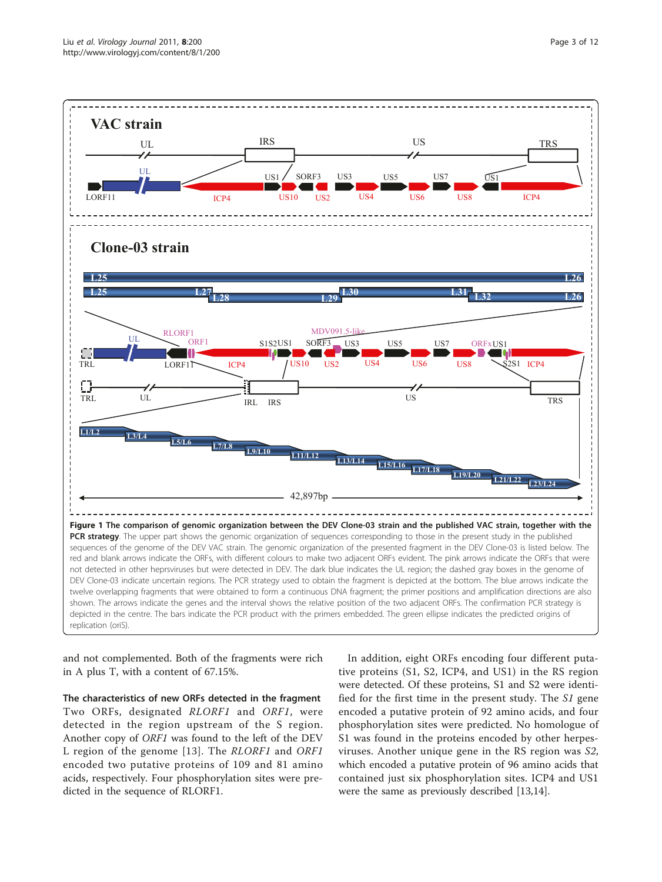**Figure 1 The comparison of genomic organization between the DEV Clone-03 strain and the published VAC strain, together with the PCR strategy**. The upper part shows the genomic organization of sequences corresponding to those in the present study in the published sequences of the genome of the DEV VAC strain. The genomic organization of the presented fragment in the DEV Clone-03 is listed below. The red and blank arrows indicate the ORFs, with different colours to make two adjacent ORFs evident. The pink arrows indicate the ORFs that were not detected in other heprsviruses but were detected in DEV. The dark blue indicates the UL region; the dashed gray boxes in the genome of DEV Clone-03 indicate uncertain regions. The PCR strategy used to obtain the fragment is depicted at the bottom. The blue arrows indicate the twelve overlapping fragments that were obtained to form a continuous DNA fragment; the primer positions and amplification directions are also shown. The arrows indicate the genes and the interval shows the relative position of the two adjacent ORFs. The confirmation PCR strategy is depicted in the centre. The bars indicate the PCR product with the primers embedded. The green ellipse indicates the predicted origins of replication (oriS).

and not complemented. Both of the fragments were rich in A plus T, with a content of 67.15%.

**The characteristics of new ORFs detected in the fragment**

Two ORFs, designated *RLORF1* and *ORF1*, were detected in the region upstream of the S region. Another copy of *ORF1* was found to the left of the DEV L region of the genome [13]. The *RLORF1* and *ORF1* encoded two putative proteins of 109 and 81 amino acids, respectively. Four phosphorylation sites were predicted in the sequence of RLORF1.

In addition, eight ORFs encoding four different putative proteins (S1, S2, ICP4, and US1) in the RS region were detected. Of these proteins, S1 and S2 were identified for the first time in the present study. The *S1* gene encoded a putative protein of 92 amino acids, and four phosphorylation sites were predicted. No homologue of S1 was found in the proteins encoded by other herpesviruses. Another unique gene in the RS region was *S2*, which encoded a putative protein of 96 amino acids that contained just six phosphorylation sites. ICP4 and US1 were the same as previously described [13,14].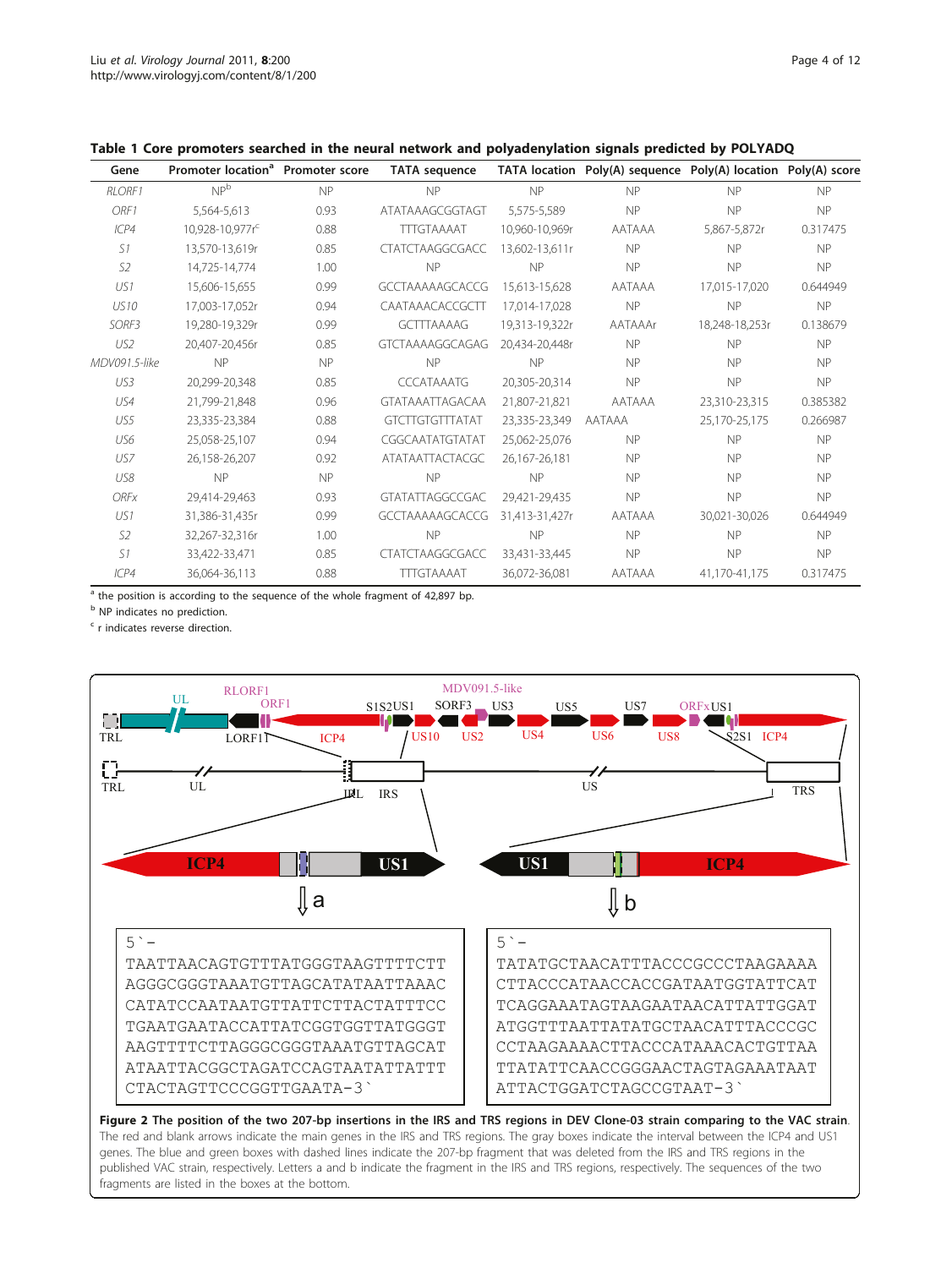**Table 1 Core promoters searched in the neural network and polyadenylation signals predicted by POLYADQ**

| Gene | Promoter location[a] | Promoter score | TATA sequence | TATA location | Poly(A) sequence | Poly(A) location | Poly(A) score |
|---|---|---|---|---|---|---|---|
| *RLORF1* | NP[b] | NP | NP | NP | NP | NP | NP |
| *ORF1* | 5,564-5,613 | 0.93 | ATATAAAGCGGTAGT | 5,575-5,589 | NP | NP | NP |
| *ICP4* | 10,928-10,977r[c] | 0.88 | TTTGTAAAAT | 10,960-10,969r | AATAAA | 5,867-5,872r | 0.317475 |
| *S1* | 13,570-13,619r | 0.85 | CTATCTAAGGCGACC | 13,602-13,611r | NP | NP | NP |
| *S2* | 14,725-14,774 | 1.00 | NP | NP | NP | NP | NP |
| *US1* | 15,606-15,655 | 0.99 | GCCTAAAAAGCACCG | 15,613-15,628 | AATAAA | 17,015-17,020 | 0.644949 |
| *US10* | 17,003-17,052r | 0.94 | CAATAAACACCGCTT | 17,014-17,028 | NP | NP | NP |
| *SORF3* | 19,280-19,329r | 0.99 | GCTTTAAAAG | 19,313-19,322r | AATAAAr | 18,248-18,253r | 0.138679 |
| *US2* | 20,407-20,456r | 0.85 | GTCTAAAAGGCAGAG | 20,434-20,448r | NP | NP | NP |
| *MDV091.5-like* | NP | NP | NP | NP | NP | NP | NP |
| *US3* | 20,299-20,348 | 0.85 | CCCATAAATG | 20,305-20,314 | NP | NP | NP |
| *US4* | 21,799-21,848 | 0.96 | GTATAAATTAGACAA | 21,807-21,821 | AATAAA | 23,310-23,315 | 0.385382 |
| *US5* | 23,335-23,384 | 0.88 | GTCTTGTGTTTATAT | 23,335-23,349 | AATAAA | 25,170-25,175 | 0.266987 |
| *US6* | 25,058-25,107 | 0.94 | CGGCAATATGTATAT | 25,062-25,076 | NP | NP | NP |
| *US7* | 26,158-26,207 | 0.92 | ATATAATTACTACGC | 26,167-26,181 | NP | NP | NP |
| *US8* | NP | NP | NP | NP | NP | NP | NP |
| *ORFx* | 29,414-29,463 | 0.93 | GTATATTAGGCCGAC | 29,421-29,435 | NP | NP | NP |
| *US1* | 31,386-31,435r | 0.99 | GCCTAAAAAGCACCG | 31,413-31,427r | AATAAA | 30,021-30,026 | 0.644949 |
| *S2* | 32,267-32,316r | 1.00 | NP | NP | NP | NP | NP |
| *S1* | 33,422-33,471 | 0.85 | CTATCTAAGGCGACC | 33,431-33,445 | NP | NP | NP |
| *ICP4* | 36,064-36,113 | 0.88 | TTTGTAAAAT | 36,072-36,081 | AATAAA | 41,170-41,175 | 0.317475 |

[a] the position is according to the sequence of the whole fragment of 42,897 bp.

[b] NP indicates no prediction.

[c] r indicates reverse direction.

**Figure 2 The position of the two 207-bp insertions in the IRS and TRS regions in DEV Clone-03 strain comparing to the VAC strain.** The red and blank arrows indicate the main genes in the IRS and TRS regions. The gray boxes indicate the interval between the ICP4 and US1 genes. The blue and green boxes with dashed lines indicate the 207-bp fragment that was deleted from the IRS and TRS regions in the published VAC strain, respectively. Letters a and b indicate the fragment in the IRS and TRS regions, respectively. The sequences of the two fragments are listed in the boxes at the bottom.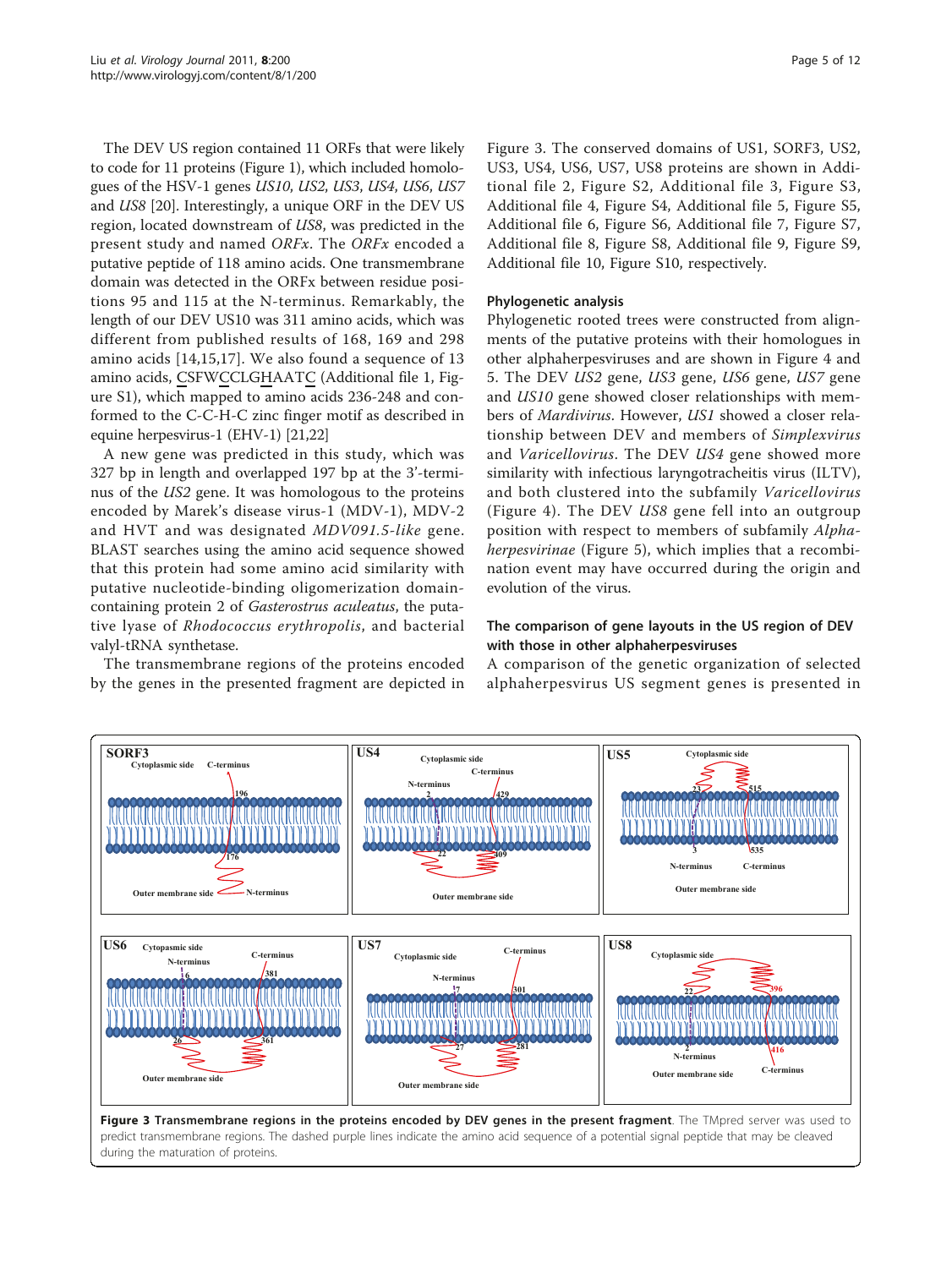The DEV US region contained 11 ORFs that were likely to code for 11 proteins (Figure 1), which included homologues of the HSV-1 genes *US10*, *US2*, *US3*, *US4*, *US6*, *US7* and *US8* [20]. Interestingly, a unique ORF in the DEV US region, located downstream of *US8*, was predicted in the present study and named *ORFx*. The *ORFx* encoded a putative peptide of 118 amino acids. One transmembrane domain was detected in the ORFx between residue positions 95 and 115 at the N-terminus. Remarkably, the length of our DEV US10 was 311 amino acids, which was different from published results of 168, 169 and 298 amino acids [14,15,17]. We also found a sequence of 13 amino acids, CSFWCCLGHAATC (Additional file 1, Figure S1), which mapped to amino acids 236-248 and conformed to the C-C-H-C zinc finger motif as described in equine herpesvirus-1 (EHV-1) [21,22]

A new gene was predicted in this study, which was 327 bp in length and overlapped 197 bp at the 3'-terminus of the *US2* gene. It was homologous to the proteins encoded by Marek's disease virus-1 (MDV-1), MDV-2 and HVT and was designated *MDV091.5-like* gene. BLAST searches using the amino acid sequence showed that this protein had some amino acid similarity with putative nucleotide-binding oligomerization domain-containing protein 2 of *Gasterostrus aculeatus*, the putative lyase of *Rhodococcus erythropolis*, and bacterial valyl-tRNA synthetase.

The transmembrane regions of the proteins encoded by the genes in the presented fragment are depicted in Figure 3. The conserved domains of US1, SORF3, US2, US3, US4, US6, US7, US8 proteins are shown in Additional file 2, Figure S2, Additional file 3, Figure S3, Additional file 4, Figure S4, Additional file 5, Figure S5, Additional file 6, Figure S6, Additional file 7, Figure S7, Additional file 8, Figure S8, Additional file 9, Figure S9, Additional file 10, Figure S10, respectively.

### Phylogenetic analysis

Phylogenetic rooted trees were constructed from alignments of the putative proteins with their homologues in other alphaherpesviruses and are shown in Figure 4 and 5. The DEV *US2* gene, *US3* gene, *US6* gene, *US7* gene and *US10* gene showed closer relationships with members of *Mardivirus*. However, *US1* showed a closer relationship between DEV and members of *Simplexvirus* and *Varicellovirus*. The DEV *US4* gene showed more similarity with infectious laryngotracheitis virus (ILTV), and both clustered into the subfamily *Varicellovirus* (Figure 4). The DEV *US8* gene fell into an outgroup position with respect to members of subfamily *Alphaherpesvirinae* (Figure 5), which implies that a recombination event may have occurred during the origin and evolution of the virus.

### The comparison of gene layouts in the US region of DEV with those in other alphaherpesviruses

A comparison of the genetic organization of selected alphaherpesvirus US segment genes is presented in

**Figure 3 Transmembrane regions in the proteins encoded by DEV genes in the present fragment**. The TMpred server was used to predict transmembrane regions. The dashed purple lines indicate the amino acid sequence of a potential signal peptide that may be cleaved during the maturation of proteins.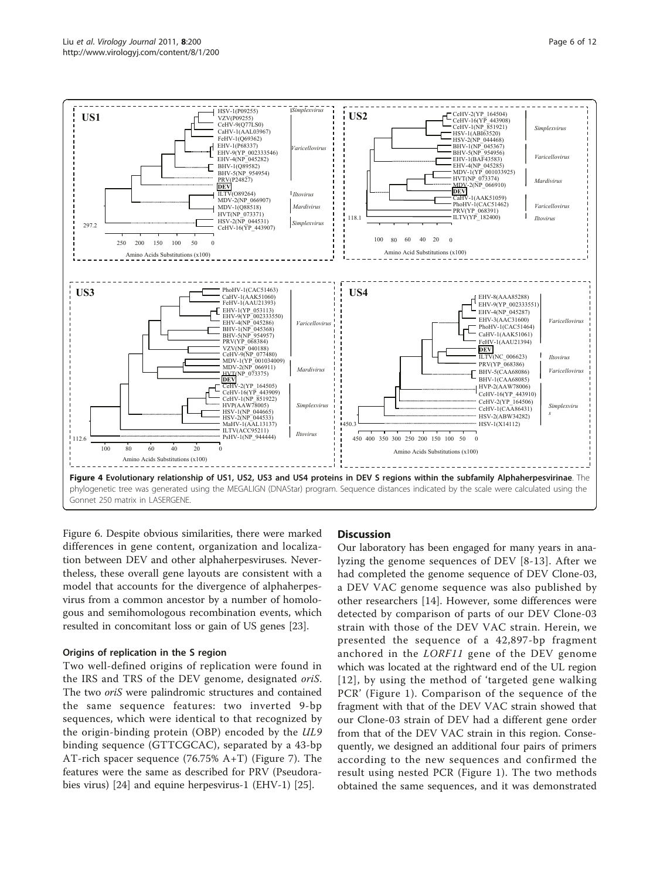**Figure 4 Evolutionary relationship of US1, US2, US3 and US4 proteins in DEV S regions within the subfamily Alphaherpesvirinae**. The phylogenetic tree was generated using the MEGALIGN (DNAStar) program. Sequence distances indicated by the scale were calculated using the Gonnet 250 matrix in LASERGENE.

Figure 6. Despite obvious similarities, there were marked differences in gene content, organization and localization between DEV and other alphaherpesviruses. Nevertheless, these overall gene layouts are consistent with a model that accounts for the divergence of alphaherpesvirus from a common ancestor by a number of homologous and semihomologous recombination events, which resulted in concomitant loss or gain of US genes [23].

### Origins of replication in the S region

Two well-defined origins of replication were found in the IRS and TRS of the DEV genome, designated *oriS*. The two *oriS* were palindromic structures and contained the same sequence features: two inverted 9-bp sequences, which were identical to that recognized by the origin-binding protein (OBP) encoded by the *UL9* binding sequence (GTTCGCAC), separated by a 43-bp AT-rich spacer sequence (76.75% A+T) (Figure 7). The features were the same as described for PRV (Pseudorabies virus) [24] and equine herpesvirus-1 (EHV-1) [25].

## Discussion

Our laboratory has been engaged for many years in analyzing the genome sequences of DEV [8-13]. After we had completed the genome sequence of DEV Clone-03, a DEV VAC genome sequence was also published by other researchers [14]. However, some differences were detected by comparison of parts of our DEV Clone-03 strain with those of the DEV VAC strain. Herein, we presented the sequence of a 42,897-bp fragment anchored in the *LORF11* gene of the DEV genome which was located at the rightward end of the UL region [12], by using the method of 'targeted gene walking PCR' (Figure 1). Comparison of the sequence of the fragment with that of the DEV VAC strain showed that our Clone-03 strain of DEV had a different gene order from that of the DEV VAC strain in this region. Consequently, we designed an additional four pairs of primers according to the new sequences and confirmed the result using nested PCR (Figure 1). The two methods obtained the same sequences, and it was demonstrated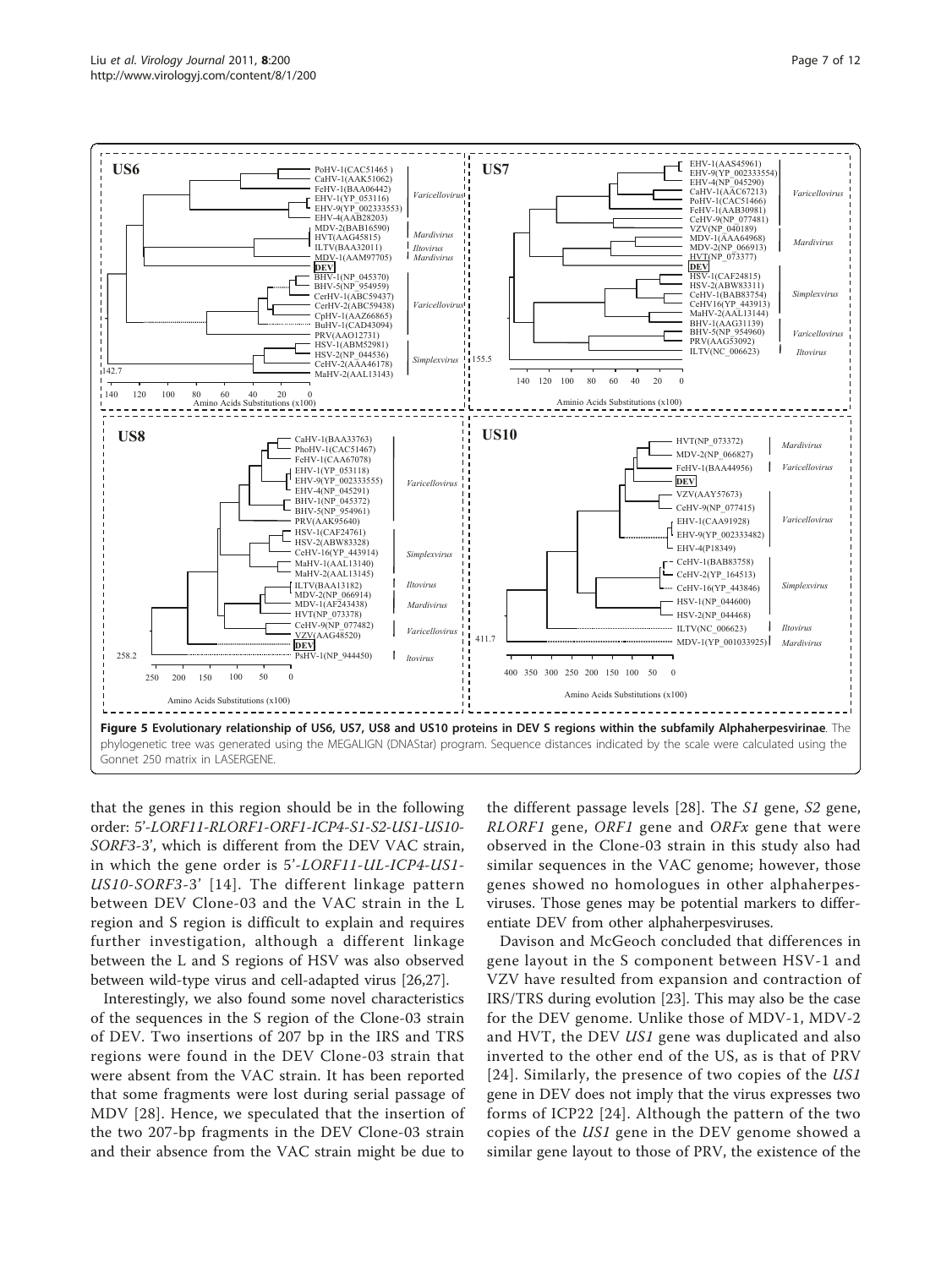**Figure 5 Evolutionary relationship of US6, US7, US8 and US10 proteins in DEV S regions within the subfamily *Alphaherpesvirinae***. The phylogenetic tree was generated using the MEGALIGN (DNAStar) program. Sequence distances indicated by the scale were calculated using the Gonnet 250 matrix in LASERGENE.

that the genes in this region should be in the following order: 5'-*LORF11-RLORF1-ORF1-ICP4-S1-S2-US1-US10-SORF3*-3', which is different from the DEV VAC strain, in which the gene order is 5'-*LORF11-UL-ICP4-US1-US10-SORF3*-3' [14]. The different linkage pattern between DEV Clone-03 and the VAC strain in the L region and S region is difficult to explain and requires further investigation, although a different linkage between the L and S regions of HSV was also observed between wild-type virus and cell-adapted virus [26,27].

Interestingly, we also found some novel characteristics of the sequences in the S region of the Clone-03 strain of DEV. Two insertions of 207 bp in the IRS and TRS regions were found in the DEV Clone-03 strain that were absent from the VAC strain. It has been reported that some fragments were lost during serial passage of MDV [28]. Hence, we speculated that the insertion of the two 207-bp fragments in the DEV Clone-03 strain and their absence from the VAC strain might be due to the different passage levels [28]. The *S1* gene, *S2* gene, *RLORF1* gene, *ORF1* gene and *ORFx* gene that were observed in the Clone-03 strain in this study also had similar sequences in the VAC genome; however, those genes showed no homologues in other alphaherpesviruses. Those genes may be potential markers to differentiate DEV from other alphaherpesviruses.

Davison and McGeoch concluded that differences in gene layout in the S component between HSV-1 and VZV have resulted from expansion and contraction of IRS/TRS during evolution [23]. This may also be the case for the DEV genome. Unlike those of MDV-1, MDV-2 and HVT, the DEV *US1* gene was duplicated and also inverted to the other end of the US, as is that of PRV [24]. Similarly, the presence of two copies of the *US1* gene in DEV does not imply that the virus expresses two forms of ICP22 [24]. Although the pattern of the two copies of the *US1* gene in the DEV genome showed a similar gene layout to those of PRV, the existence of the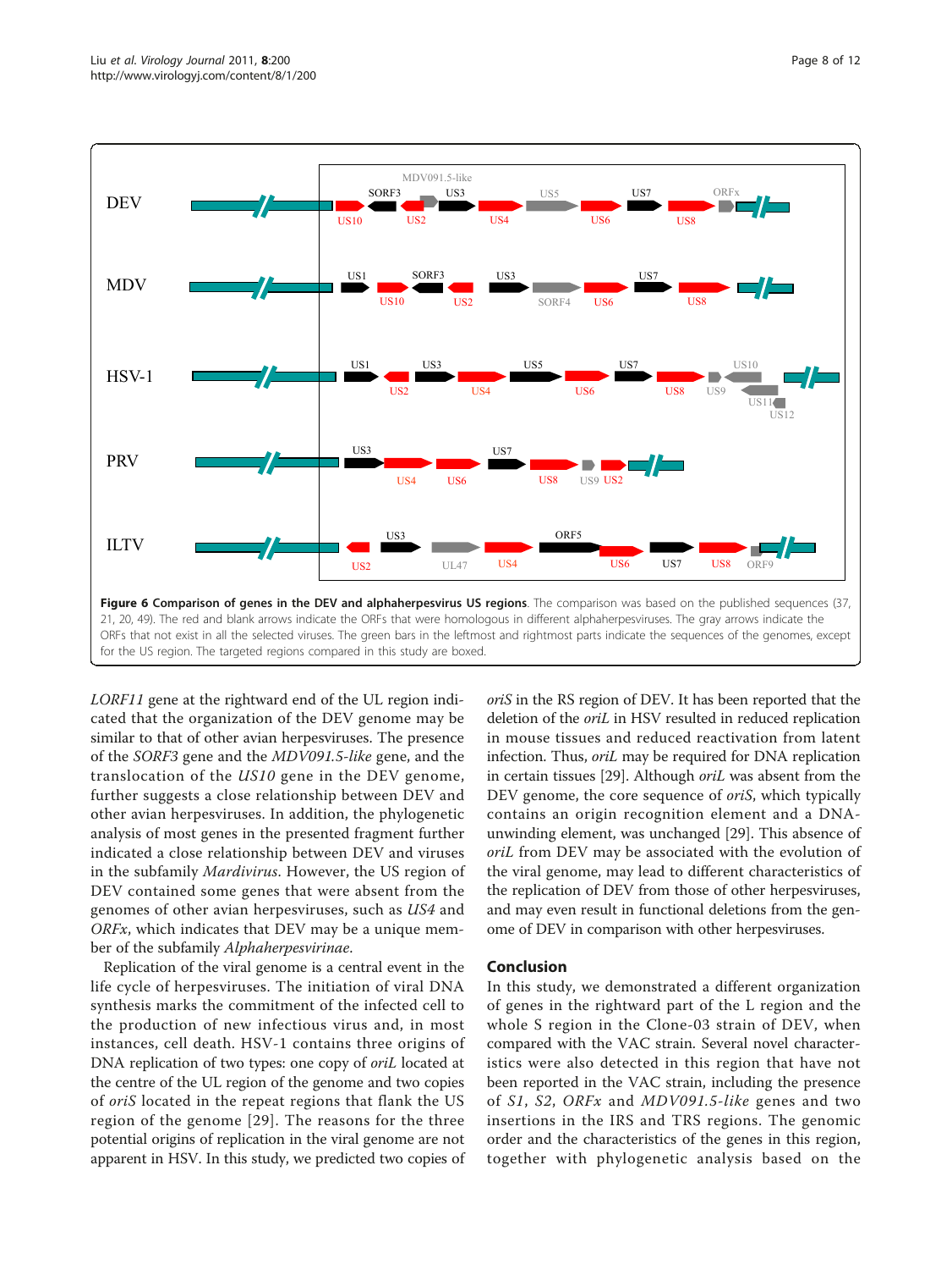**Figure 6 Comparison of genes in the DEV and alphaherpesvirus US regions**. The comparison was based on the published sequences (37, 21, 20, 49). The red and blank arrows indicate the ORFs that were homologous in different alphaherpesviruses. The gray arrows indicate the ORFs that not exist in all the selected viruses. The green bars in the leftmost and rightmost parts indicate the sequences of the genomes, except for the US region. The targeted regions compared in this study are boxed.

*LORF11* gene at the rightward end of the UL region indicated that the organization of the DEV genome may be similar to that of other avian herpesviruses. The presence of the *SORF3* gene and the *MDV091.5-like* gene, and the translocation of the *US10* gene in the DEV genome, further suggests a close relationship between DEV and other avian herpesviruses. In addition, the phylogenetic analysis of most genes in the presented fragment further indicated a close relationship between DEV and viruses in the subfamily *Mardivirus*. However, the US region of DEV contained some genes that were absent from the genomes of other avian herpesviruses, such as *US4* and *ORFx*, which indicates that DEV may be a unique member of the subfamily *Alphaherpesvirinae*.

Replication of the viral genome is a central event in the life cycle of herpesviruses. The initiation of viral DNA synthesis marks the commitment of the infected cell to the production of new infectious virus and, in most instances, cell death. HSV-1 contains three origins of DNA replication of two types: one copy of *oriL* located at the centre of the UL region of the genome and two copies of *oriS* located in the repeat regions that flank the US region of the genome [29]. The reasons for the three potential origins of replication in the viral genome are not apparent in HSV. In this study, we predicted two copies of *oriS* in the RS region of DEV. It has been reported that the deletion of the *oriL* in HSV resulted in reduced replication in mouse tissues and reduced reactivation from latent infection. Thus, *oriL* may be required for DNA replication in certain tissues [29]. Although *oriL* was absent from the DEV genome, the core sequence of *oriS*, which typically contains an origin recognition element and a DNA-unwinding element, was unchanged [29]. This absence of *oriL* from DEV may be associated with the evolution of the viral genome, may lead to different characteristics of the replication of DEV from those of other herpesviruses, and may even result in functional deletions from the genome of DEV in comparison with other herpesviruses.

## Conclusion

In this study, we demonstrated a different organization of genes in the rightward part of the L region and the whole S region in the Clone-03 strain of DEV, when compared with the VAC strain. Several novel characteristics were also detected in this region that have not been reported in the VAC strain, including the presence of *S1*, *S2*, *ORFx* and *MDV091.5-like* genes and two insertions in the IRS and TRS regions. The genomic order and the characteristics of the genes in this region, together with phylogenetic analysis based on the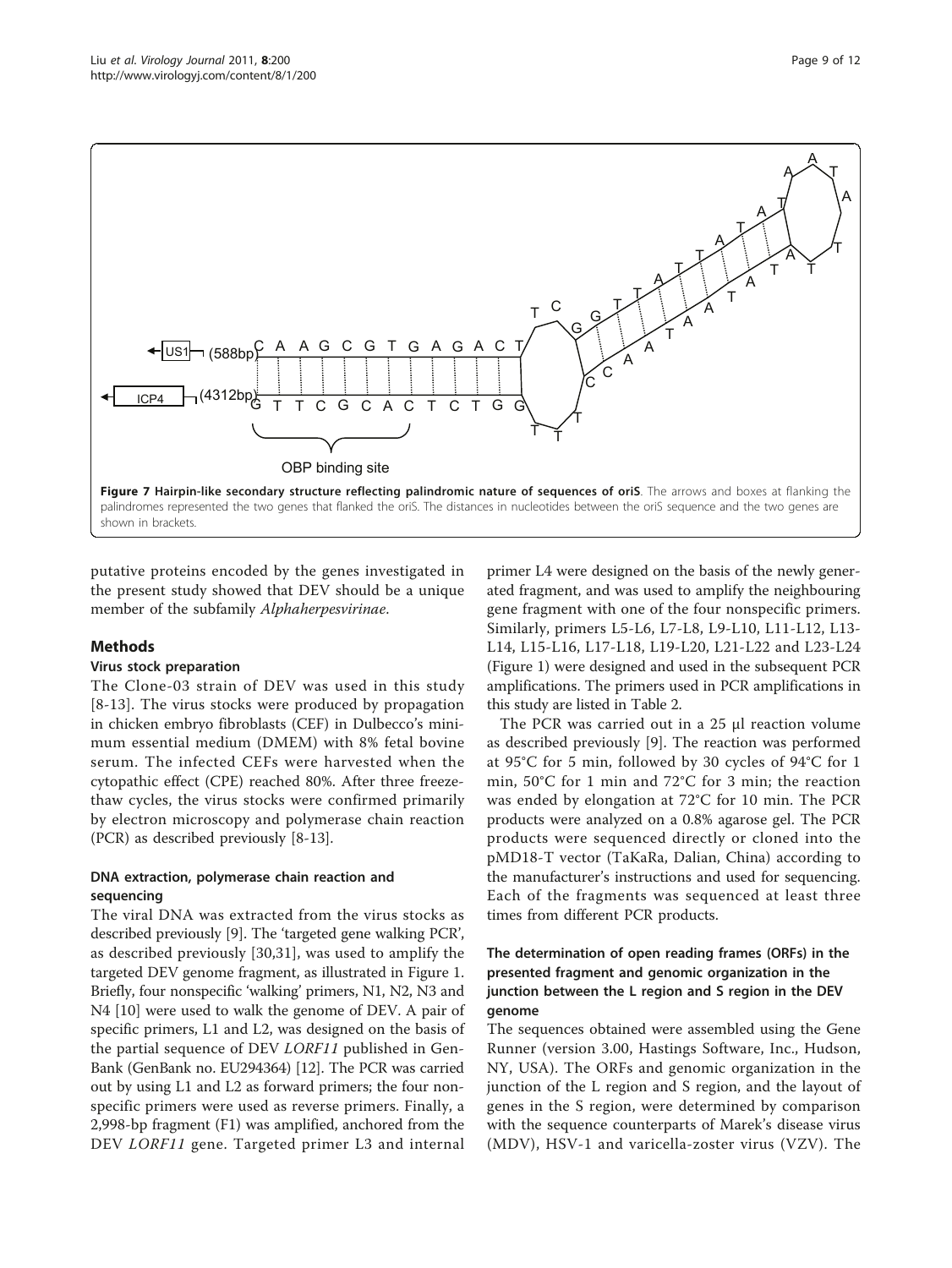**Figure 7 Hairpin-like secondary structure reflecting palindromic nature of sequences of oriS**. The arrows and boxes at flanking the palindromes represented the two genes that flanked the oriS. The distances in nucleotides between the oriS sequence and the two genes are shown in brackets.

putative proteins encoded by the genes investigated in the present study showed that DEV should be a unique member of the subfamily *Alphaherpesvirinae*.

## Methods

### Virus stock preparation

The Clone-03 strain of DEV was used in this study [8-13]. The virus stocks were produced by propagation in chicken embryo fibroblasts (CEF) in Dulbecco's minimum essential medium (DMEM) with 8% fetal bovine serum. The infected CEFs were harvested when the cytopathic effect (CPE) reached 80%. After three freeze-thaw cycles, the virus stocks were confirmed primarily by electron microscopy and polymerase chain reaction (PCR) as described previously [8-13].

### DNA extraction, polymerase chain reaction and sequencing

The viral DNA was extracted from the virus stocks as described previously [9]. The 'targeted gene walking PCR', as described previously [30,31], was used to amplify the targeted DEV genome fragment, as illustrated in Figure 1. Briefly, four nonspecific 'walking' primers, N1, N2, N3 and N4 [10] were used to walk the genome of DEV. A pair of specific primers, L1 and L2, was designed on the basis of the partial sequence of DEV *LORF11* published in GenBank (GenBank no. EU294364) [12]. The PCR was carried out by using L1 and L2 as forward primers; the four nonspecific primers were used as reverse primers. Finally, a 2,998-bp fragment (F1) was amplified, anchored from the DEV *LORF11* gene. Targeted primer L3 and internal primer L4 were designed on the basis of the newly generated fragment, and was used to amplify the neighbouring gene fragment with one of the four nonspecific primers. Similarly, primers L5-L6, L7-L8, L9-L10, L11-L12, L13-L14, L15-L16, L17-L18, L19-L20, L21-L22 and L23-L24 (Figure 1) were designed and used in the subsequent PCR amplifications. The primers used in PCR amplifications in this study are listed in Table 2.

The PCR was carried out in a 25 μl reaction volume as described previously [9]. The reaction was performed at 95°C for 5 min, followed by 30 cycles of 94°C for 1 min, 50°C for 1 min and 72°C for 3 min; the reaction was ended by elongation at 72°C for 10 min. The PCR products were analyzed on a 0.8% agarose gel. The PCR products were sequenced directly or cloned into the pMD18-T vector (TaKaRa, Dalian, China) according to the manufacturer's instructions and used for sequencing. Each of the fragments was sequenced at least three times from different PCR products.

### The determination of open reading frames (ORFs) in the presented fragment and genomic organization in the junction between the L region and S region in the DEV genome

The sequences obtained were assembled using the Gene Runner (version 3.00, Hastings Software, Inc., Hudson, NY, USA). The ORFs and genomic organization in the junction of the L region and S region, and the layout of genes in the S region, were determined by comparison with the sequence counterparts of Marek's disease virus (MDV), HSV-1 and varicella-zoster virus (VZV). The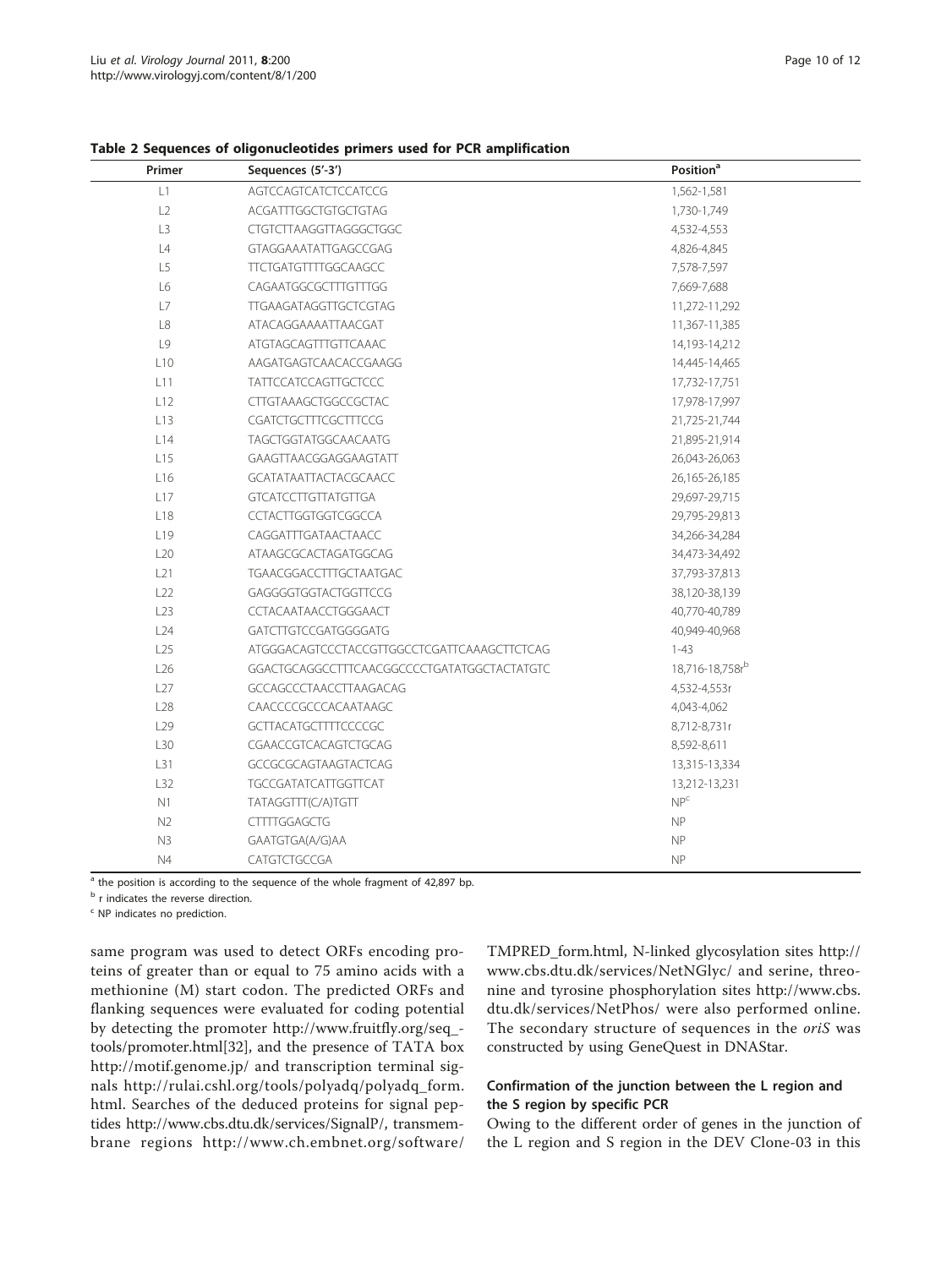**Table 2 Sequences of oligonucleotides primers used for PCR amplification**

| Primer | Sequences (5'-3') | Position[a] |
|---|---|---|
| L1 | AGTCCAGTCATCTCCATCCG | 1,562-1,581 |
| L2 | ACGATTTGGCTGTGCTGTAG | 1,730-1,749 |
| L3 | CTGTCTTAAGGTTAGGGCTGGC | 4,532-4,553 |
| L4 | GTAGGAAATATTGAGCCGAG | 4,826-4,845 |
| L5 | TTCTGATGTTTTGGCAAGCC | 7,578-7,597 |
| L6 | CAGAATGGCGCTTTGTTTGG | 7,669-7,688 |
| L7 | TTGAAGATAGGTTGCTCGTAG | 11,272-11,292 |
| L8 | ATACAGGAAAATTAACGAT | 11,367-11,385 |
| L9 | ATGTAGCAGTTTGTTCAAAC | 14,193-14,212 |
| L10 | AAGATGAGTCAACACCGAAGG | 14,445-14,465 |
| L11 | TATTCCATCCAGTTGCTCCC | 17,732-17,751 |
| L12 | CTTGTAAAGCTGGCCGCTAC | 17,978-17,997 |
| L13 | CGATCTGCTTTCGCTTTCCG | 21,725-21,744 |
| L14 | TAGCTGGTATGGCAACAATG | 21,895-21,914 |
| L15 | GAAGTTAACGGAGGAAGTATT | 26,043-26,063 |
| L16 | GCATATAATTACTACGCAACC | 26,165-26,185 |
| L17 | GTCATCCTTGTTATGTTGA | 29,697-29,715 |
| L18 | CCTACTTGGTGGTCGGCCA | 29,795-29,813 |
| L19 | CAGGATTTGATAACTAACC | 34,266-34,284 |
| L20 | ATAAGCGCACTAGATGGCAG | 34,473-34,492 |
| L21 | TGAACGGACCTTTGCTAATGAC | 37,793-37,813 |
| L22 | GAGGGGTGGTACTGGTTCCG | 38,120-38,139 |
| L23 | CCTACAATAACCTGGGAACT | 40,770-40,789 |
| L24 | GATCTTGTCCGATGGGGATG | 40,949-40,968 |
| L25 | ATGGGACAGTCCCTACCGTTGGCCTCGATTCAAAGCTTCTCAG | 1-43 |
| L26 | GGACTGCAGGCCTTTCAACGGCCCCTGATATGGCTACTATGTC | 18,716-18,758r[b] |
| L27 | GCCAGCCCTAACCTTAAGACAG | 4,532-4,553r |
| L28 | CAACCCCGCCCACAATAAGC | 4,043-4,062 |
| L29 | GCTTACATGCTTTTCCCCGC | 8,712-8,731r |
| L30 | CGAACCGTCACAGTCTGCAG | 8,592-8,611 |
| L31 | GCCGCGCAGTAAGTACTCAG | 13,315-13,334 |
| L32 | TGCCGATATCATTGGTTCAT | 13,212-13,231 |
| N1 | TATAGGTTT(C/A)TGTT | NP[c] |
| N2 | CTTTTGGAGCTG | NP |
| N3 | GAATGTGA(A/G)AA | NP |
| N4 | CATGTCTGCCGA | NP |

[a] the position is according to the sequence of the whole fragment of 42,897 bp.

[b] r indicates the reverse direction.

[c] NP indicates no prediction.

same program was used to detect ORFs encoding proteins of greater than or equal to 75 amino acids with a methionine (M) start codon. The predicted ORFs and flanking sequences were evaluated for coding potential by detecting the promoter http://www.fruitfly.org/seq_tools/promoter.html[32], and the presence of TATA box http://motif.genome.jp/ and transcription terminal signals http://rulai.cshl.org/tools/polyadq/polyadq_form.html. Searches of the deduced proteins for signal peptides http://www.cbs.dtu.dk/services/SignalP/, transmembrane regions http://www.ch.embnet.org/software/TMPRED_form.html, N-linked glycosylation sites http://www.cbs.dtu.dk/services/NetNGlyc/ and serine, threonine and tyrosine phosphorylation sites http://www.cbs.dtu.dk/services/NetPhos/ were also performed online. The secondary structure of sequences in the *oriS* was constructed by using GeneQuest in DNAStar.

### Confirmation of the junction between the L region and the S region by specific PCR

Owing to the different order of genes in the junction of the L region and S region in the DEV Clone-03 in this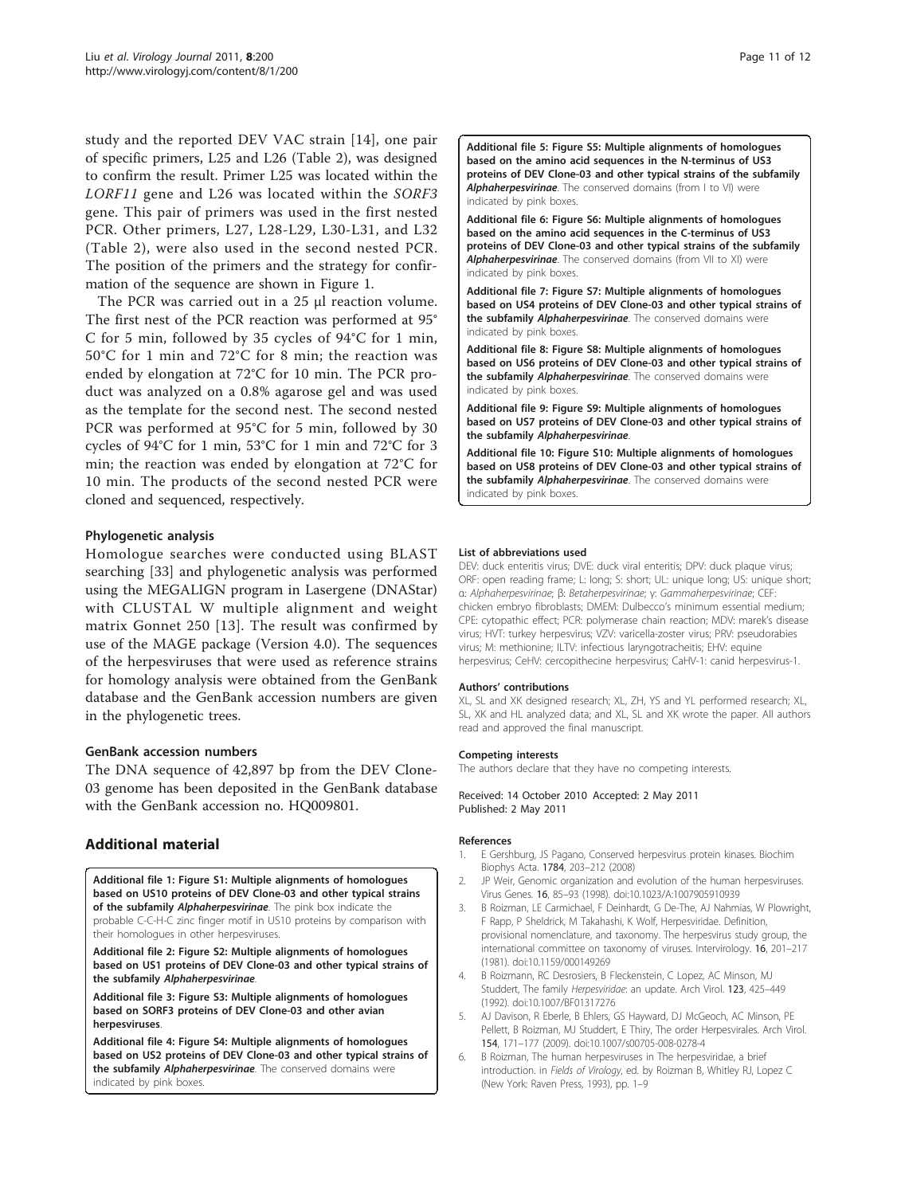study and the reported DEV VAC strain [14], one pair of specific primers, L25 and L26 (Table 2), was designed to confirm the result. Primer L25 was located within the *LORF11* gene and L26 was located within the *SORF3* gene. This pair of primers was used in the first nested PCR. Other primers, L27, L28-L29, L30-L31, and L32 (Table 2), were also used in the second nested PCR. The position of the primers and the strategy for confirmation of the sequence are shown in Figure 1.

The PCR was carried out in a 25 μl reaction volume. The first nest of the PCR reaction was performed at 95° C for 5 min, followed by 35 cycles of 94°C for 1 min, 50°C for 1 min and 72°C for 8 min; the reaction was ended by elongation at 72°C for 10 min. The PCR product was analyzed on a 0.8% agarose gel and was used as the template for the second nest. The second nested PCR was performed at 95°C for 5 min, followed by 30 cycles of 94°C for 1 min, 53°C for 1 min and 72°C for 3 min; the reaction was ended by elongation at 72°C for 10 min. The products of the second nested PCR were cloned and sequenced, respectively.

### Phylogenetic analysis

Homologue searches were conducted using BLAST searching [33] and phylogenetic analysis was performed using the MEGALIGN program in Lasergene (DNAStar) with CLUSTAL W multiple alignment and weight matrix Gonnet 250 [13]. The result was confirmed by use of the MAGE package (Version 4.0). The sequences of the herpesviruses that were used as reference strains for homology analysis were obtained from the GenBank database and the GenBank accession numbers are given in the phylogenetic trees.

### GenBank accession numbers

The DNA sequence of 42,897 bp from the DEV Clone-03 genome has been deposited in the GenBank database with the GenBank accession no. HQ009801.

## Additional material

**Additional file 1: Figure S1: Multiple alignments of homologues based on US10 proteins of DEV Clone-03 and other typical strains of the subfamily *Alphaherpesvirinae***. The pink box indicate the probable C-C-H-C zinc finger motif in US10 proteins by comparison with their homologues in other herpesviruses.

**Additional file 2: Figure S2: Multiple alignments of homologues based on US1 proteins of DEV Clone-03 and other typical strains of the subfamily *Alphaherpesvirinae***.

**Additional file 3: Figure S3: Multiple alignments of homologues based on SORF3 proteins of DEV Clone-03 and other avian herpesviruses**.

**Additional file 4: Figure S4: Multiple alignments of homologues based on US2 proteins of DEV Clone-03 and other typical strains of the subfamily *Alphaherpesvirinae***. The conserved domains were indicated by pink boxes.

**Additional file 5: Figure S5: Multiple alignments of homologues based on the amino acid sequences in the N-terminus of US3 proteins of DEV Clone-03 and other typical strains of the subfamily *Alphaherpesvirinae***. The conserved domains (from I to VI) were indicated by pink boxes.

**Additional file 6: Figure S6: Multiple alignments of homologues based on the amino acid sequences in the C-terminus of US3 proteins of DEV Clone-03 and other typical strains of the subfamily *Alphaherpesvirinae***. The conserved domains (from VII to XI) were indicated by pink boxes.

**Additional file 7: Figure S7: Multiple alignments of homologues based on US4 proteins of DEV Clone-03 and other typical strains of the subfamily *Alphaherpesvirinae***. The conserved domains were indicated by pink boxes.

**Additional file 8: Figure S8: Multiple alignments of homologues based on US6 proteins of DEV Clone-03 and other typical strains of the subfamily *Alphaherpesvirinae***. The conserved domains were indicated by pink boxes.

**Additional file 9: Figure S9: Multiple alignments of homologues based on US7 proteins of DEV Clone-03 and other typical strains of the subfamily *Alphaherpesvirinae***.

**Additional file 10: Figure S10: Multiple alignments of homologues based on US8 proteins of DEV Clone-03 and other typical strains of the subfamily *Alphaherpesvirinae***. The conserved domains were indicated by pink boxes.

#### List of abbreviations used

DEV: duck enteritis virus; DVE: duck viral enteritis; DPV: duck plaque virus; ORF: open reading frame; L: long; S: short; UL: unique long; US: unique short; α: *Alphaherpesvirinae*; β: *Betaherpesvirinae*; γ: *Gammaherpesvirinae*; CEF: chicken embryo fibroblasts; DMEM: Dulbecco's minimum essential medium; CPE: cytopathic effect; PCR: polymerase chain reaction; MDV: marek's disease virus; HVT: turkey herpesvirus; VZV: varicella-zoster virus; PRV: pseudorabies virus; M: methionine; ILTV: infectious laryngotracheitis; EHV: equine herpesvirus; CeHV: cercopithecine herpesvirus; CaHV-1: canid herpesvirus-1.

#### Authors' contributions

XL, SL and XK designed research; XL, ZH, YS and YL performed research; XL, SL, XK and HL analyzed data; and XL, SL and XK wrote the paper. All authors read and approved the final manuscript.

#### Competing interests

The authors declare that they have no competing interests.

Received: 14 October 2010 Accepted: 2 May 2011
Published: 2 May 2011

#### References

1. E Gershburg, JS Pagano, Conserved herpesvirus protein kinases. Biochim Biophys Acta. **1784**, 203–212 (2008)
2. JP Weir, Genomic organization and evolution of the human herpesviruses. Virus Genes. **16**, 85–93 (1998). doi:10.1023/A:1007905910939
3. B Roizman, LE Carmichael, F Deinhardt, G De-The, AJ Nahmias, W Plowright, F Rapp, P Sheldrick, M Takahashi, K Wolf, Herpesviridae. Definition, provisional nomenclature, and taxonomy. The herpesvirus study group, the international committee on taxonomy of viruses. Intervirology. **16**, 201–217 (1981). doi:10.1159/000149269
4. B Roizmann, RC Desrosiers, B Fleckenstein, C Lopez, AC Minson, MJ Studdert, The family *Herpesviridae*: an update. Arch Virol. **123**, 425–449 (1992). doi:10.1007/BF01317276
5. AJ Davison, R Eberle, B Ehlers, GS Hayward, DJ McGeoch, AC Minson, PE Pellett, B Roizman, MJ Studdert, E Thiry, The order Herpesvirales. Arch Virol. **154**, 171–177 (2009). doi:10.1007/s00705-008-0278-4
6. B Roizman, The human herpesviruses in The herpesviridae, a brief introduction. in *Fields of Virology*, ed. by Roizman B, Whitley RJ, Lopez C (New York: Raven Press, 1993), pp. 1–9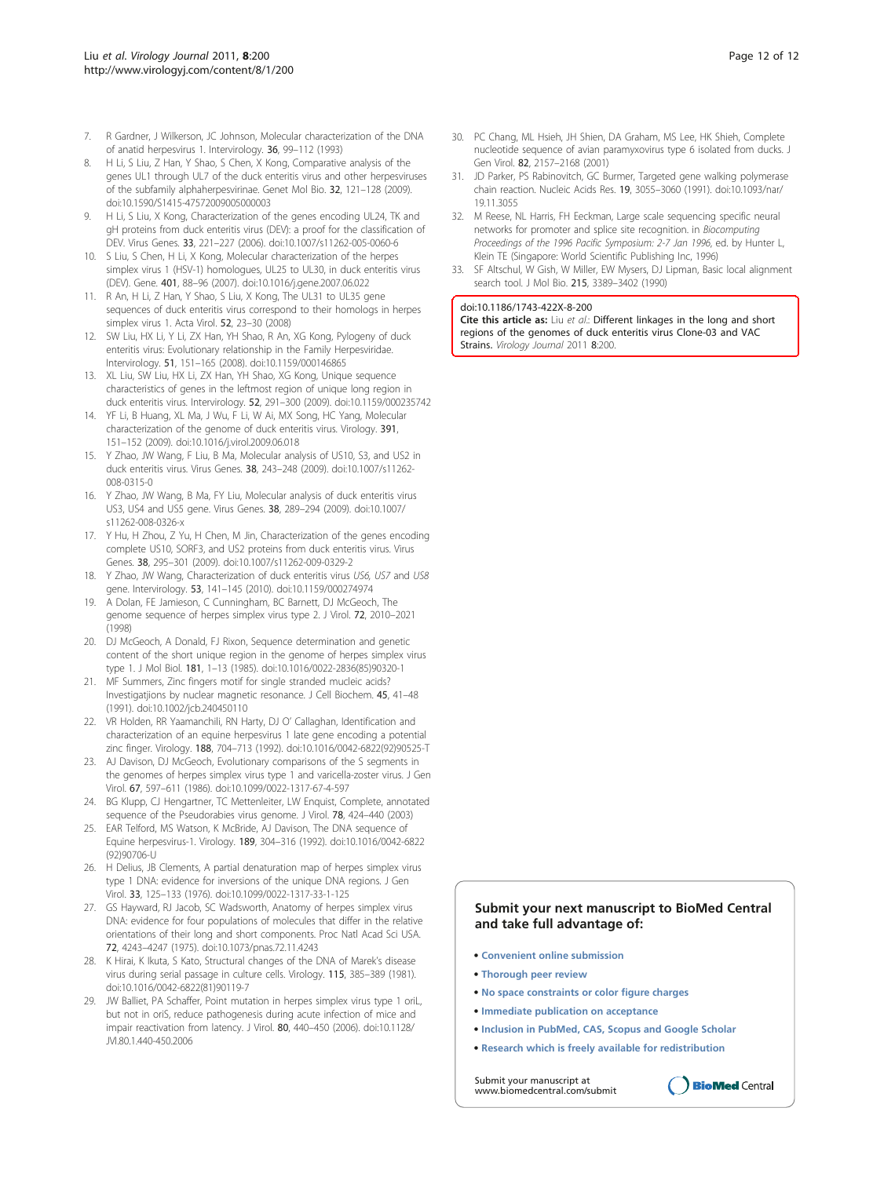7. R Gardner, J Wilkerson, JC Johnson, Molecular characterization of the DNA of anatid herpesvirus 1. Intervirology. 36, 99–112 (1993)
8. H Li, S Liu, Z Han, Y Shao, S Chen, X Kong, Comparative analysis of the genes UL1 through UL7 of the duck enteritis virus and other herpesviruses of the subfamily alphaherpesvirinae. Genet Mol Bio. 32, 121–128 (2009). doi:10.1590/S1415-47572009005000003
9. H Li, S Liu, X Kong, Characterization of the genes encoding UL24, TK and gH proteins from duck enteritis virus (DEV): a proof for the classification of DEV. Virus Genes. 33, 221–227 (2006). doi:10.1007/s11262-005-0060-6
10. S Liu, S Chen, H Li, X Kong, Molecular characterization of the herpes simplex virus 1 (HSV-1) homologues, UL25 to UL30, in duck enteritis virus (DEV). Gene. 401, 88–96 (2007). doi:10.1016/j.gene.2007.06.022
11. R An, H Li, Z Han, Y Shao, S Liu, X Kong, The UL31 to UL35 gene sequences of duck enteritis virus correspond to their homologs in herpes simplex virus 1. Acta Virol. 52, 23–30 (2008)
12. SW Liu, HX Li, Y Li, ZX Han, YH Shao, R An, XG Kong, Pylogeny of duck enteritis virus: Evolutionary relationship in the Family Herpesviridae. Intervirology. 51, 151–165 (2008). doi:10.1159/000146865
13. XL Liu, SW Liu, HX Li, ZX Han, YH Shao, XG Kong, Unique sequence characteristics of genes in the leftmost region of unique long region in duck enteritis virus. Intervirology. 52, 291–300 (2009). doi:10.1159/000235742
14. YF Li, B Huang, XL Ma, J Wu, F Li, W Ai, MX Song, HC Yang, Molecular characterization of the genome of duck enteritis virus. Virology. 391, 151–152 (2009). doi:10.1016/j.virol.2009.06.018
15. Y Zhao, JW Wang, F Liu, B Ma, Molecular analysis of US10, S3, and US2 in duck enteritis virus. Virus Genes. 38, 243–248 (2009). doi:10.1007/s11262-008-0315-0
16. Y Zhao, JW Wang, B Ma, FY Liu, Molecular analysis of duck enteritis virus US3, US4 and US5 gene. Virus Genes. 38, 289–294 (2009). doi:10.1007/s11262-008-0326-x
17. Y Hu, H Zhou, Z Yu, H Chen, M Jin, Characterization of the genes encoding complete US10, SORF3, and US2 proteins from duck enteritis virus. Virus Genes. 38, 295–301 (2009). doi:10.1007/s11262-009-0329-2
18. Y Zhao, JW Wang, Characterization of duck enteritis virus *US6*, *US7* and *US8* gene. Intervirology. 53, 141–145 (2010). doi:10.1159/000274974
19. A Dolan, FE Jamieson, C Cunningham, BC Barnett, DJ McGeoch, The genome sequence of herpes simplex virus type 2. J Virol. 72, 2010–2021 (1998)
20. DJ McGeoch, A Donald, FJ Rixon, Sequence determination and genetic content of the short unique region in the genome of herpes simplex virus type 1. J Mol Biol. 181, 1–13 (1985). doi:10.1016/0022-2836(85)90320-1
21. MF Summers, Zinc fingers motif for single stranded mucleic acids? Investigatjions by nuclear magnetic resonance. J Cell Biochem. 45, 41–48 (1991). doi:10.1002/jcb.240450110
22. VR Holden, RR Yaamanchili, RN Harty, DJ O' Callaghan, Identification and characterization of an equine herpesvirus 1 late gene encoding a potential zinc finger. Virology. 188, 704–713 (1992). doi:10.1016/0042-6822(92)90525-T
23. AJ Davison, DJ McGeoch, Evolutionary comparisons of the S segments in the genomes of herpes simplex virus type 1 and varicella-zoster virus. J Gen Virol. 67, 597–611 (1986). doi:10.1099/0022-1317-67-4-597
24. BG Klupp, CJ Hengartner, TC Mettenleiter, LW Enquist, Complete, annotated sequence of the Pseudorabies virus genome. J Virol. 78, 424–440 (2003)
25. EAR Telford, MS Watson, K McBride, AJ Davison, The DNA sequence of Equine herpesvirus-1. Virology. 189, 304–316 (1992). doi:10.1016/0042-6822(92)90706-U
26. H Delius, JB Clements, A partial denaturation map of herpes simplex virus type 1 DNA: evidence for inversions of the unique DNA regions. J Gen Virol. 33, 125–133 (1976). doi:10.1099/0022-1317-33-1-125
27. GS Hayward, RJ Jacob, SC Wadsworth, Anatomy of herpes simplex virus DNA: evidence for four populations of molecules that differ in the relative orientations of their long and short components. Proc Natl Acad Sci USA. 72, 4243–4247 (1975). doi:10.1073/pnas.72.11.4243
28. K Hirai, K Ikuta, S Kato, Structural changes of the DNA of Marek's disease virus during serial passage in culture cells. Virology. 115, 385–389 (1981). doi:10.1016/0042-6822(81)90119-7
29. JW Balliet, PA Schaffer, Point mutation in herpes simplex virus type 1 oriL, but not in oriS, reduce pathogenesis during acute infection of mice and impair reactivation from latency. J Virol. 80, 440–450 (2006). doi:10.1128/JVI.80.1.440-450.2006
30. PC Chang, ML Hsieh, JH Shien, DA Graham, MS Lee, HK Shieh, Complete nucleotide sequence of avian paramyxovirus type 6 isolated from ducks. J Gen Virol. 82, 2157–2168 (2001)
31. JD Parker, PS Rabinovitch, GC Burmer, Targeted gene walking polymerase chain reaction. Nucleic Acids Res. 19, 3055–3060 (1991). doi:10.1093/nar/19.11.3055
32. M Reese, NL Harris, FH Eeckman, Large scale sequencing specific neural networks for promoter and splice site recognition. in *Biocomputing Proceedings of the 1996 Pacific Symposium: 2-7 Jan 1996*, ed. by Hunter L, Klein TE (Singapore: World Scientific Publishing Inc, 1996)
33. SF Altschul, W Gish, W Miller, EW Mysers, DJ Lipman, Basic local alignment search tool. J Mol Bio. 215, 3389–3402 (1990)

doi:10.1186/1743-422X-8-200
**Cite this article as:** Liu *et al.*: Different linkages in the long and short regions of the genomes of duck enteritis virus Clone-03 and VAC Strains. *Virology Journal* 2011 **8**:200.

**Submit your next manuscript to BioMed Central and take full advantage of:**

- **Convenient online submission**
- **Thorough peer review**
- **No space constraints or color figure charges**
- **Immediate publication on acceptance**
- **Inclusion in PubMed, CAS, Scopus and Google Scholar**
- **Research which is freely available for redistribution**

Submit your manuscript at
www.biomedcentral.com/submit

BioMed Central